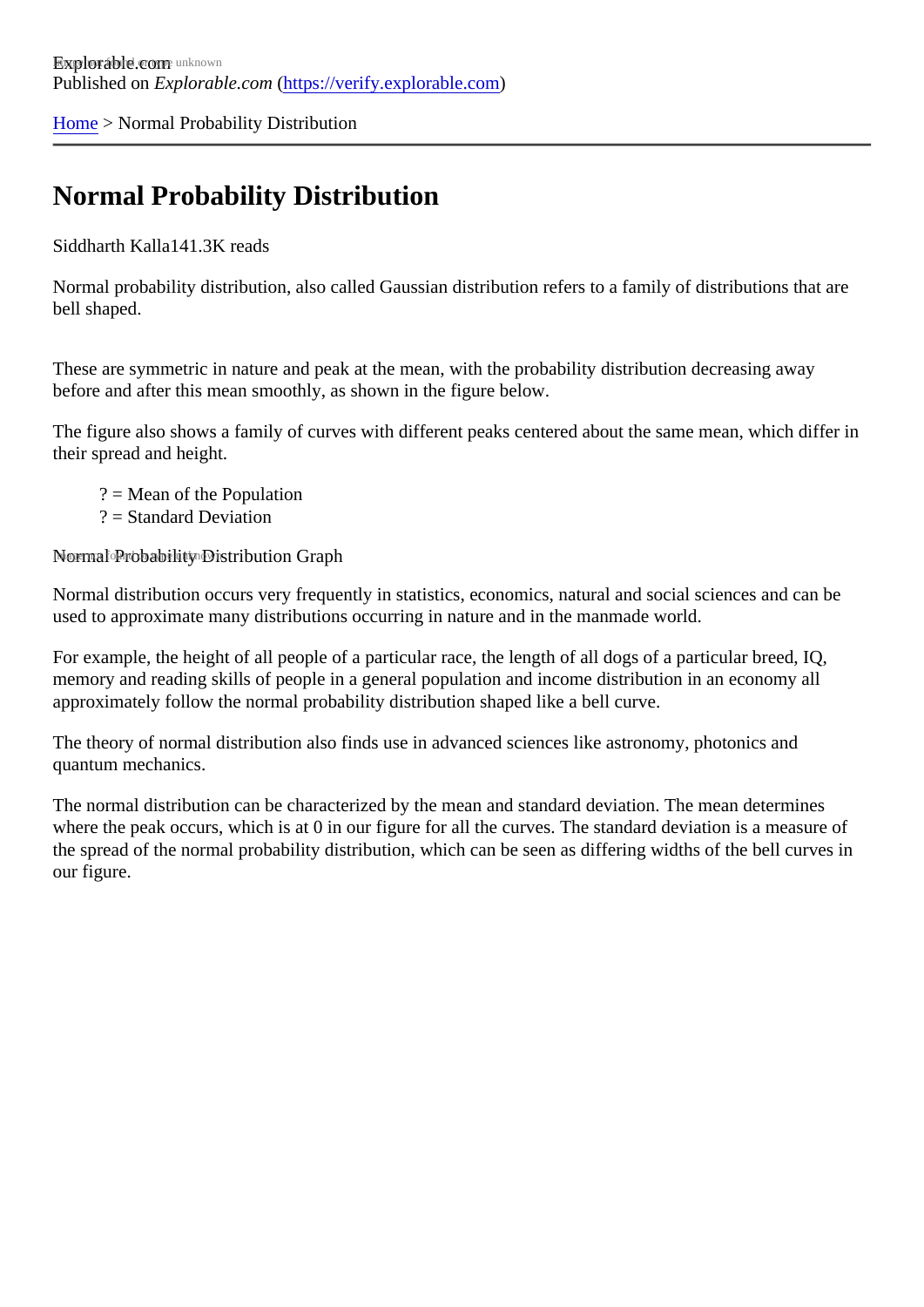Explorable.com
Published on *Explorable.com* (https://verify.explorable.com)

Home > Normal Probability Distribution

# Normal Probability Distribution

Siddharth Kalla141.3K reads

Normal probability distribution, also called Gaussian distribution refers to a family of distributions that are bell shaped.

These are symmetric in nature and peak at the mean, with the probability distribution decreasing away before and after this mean smoothly, as shown in the figure below.

The figure also shows a family of curves with different peaks centered about the same mean, which differ in their spread and height.

? = Mean of the Population
? = Standard Deviation

Normal Probability Distribution Graph

Normal distribution occurs very frequently in statistics, economics, natural and social sciences and can be used to approximate many distributions occurring in nature and in the manmade world.

For example, the height of all people of a particular race, the length of all dogs of a particular breed, IQ, memory and reading skills of people in a general population and income distribution in an economy all approximately follow the normal probability distribution shaped like a bell curve.

The theory of normal distribution also finds use in advanced sciences like astronomy, photonics and quantum mechanics.

The normal distribution can be characterized by the mean and standard deviation. The mean determines where the peak occurs, which is at 0 in our figure for all the curves. The standard deviation is a measure of the spread of the normal probability distribution, which can be seen as differing widths of the bell curves in our figure.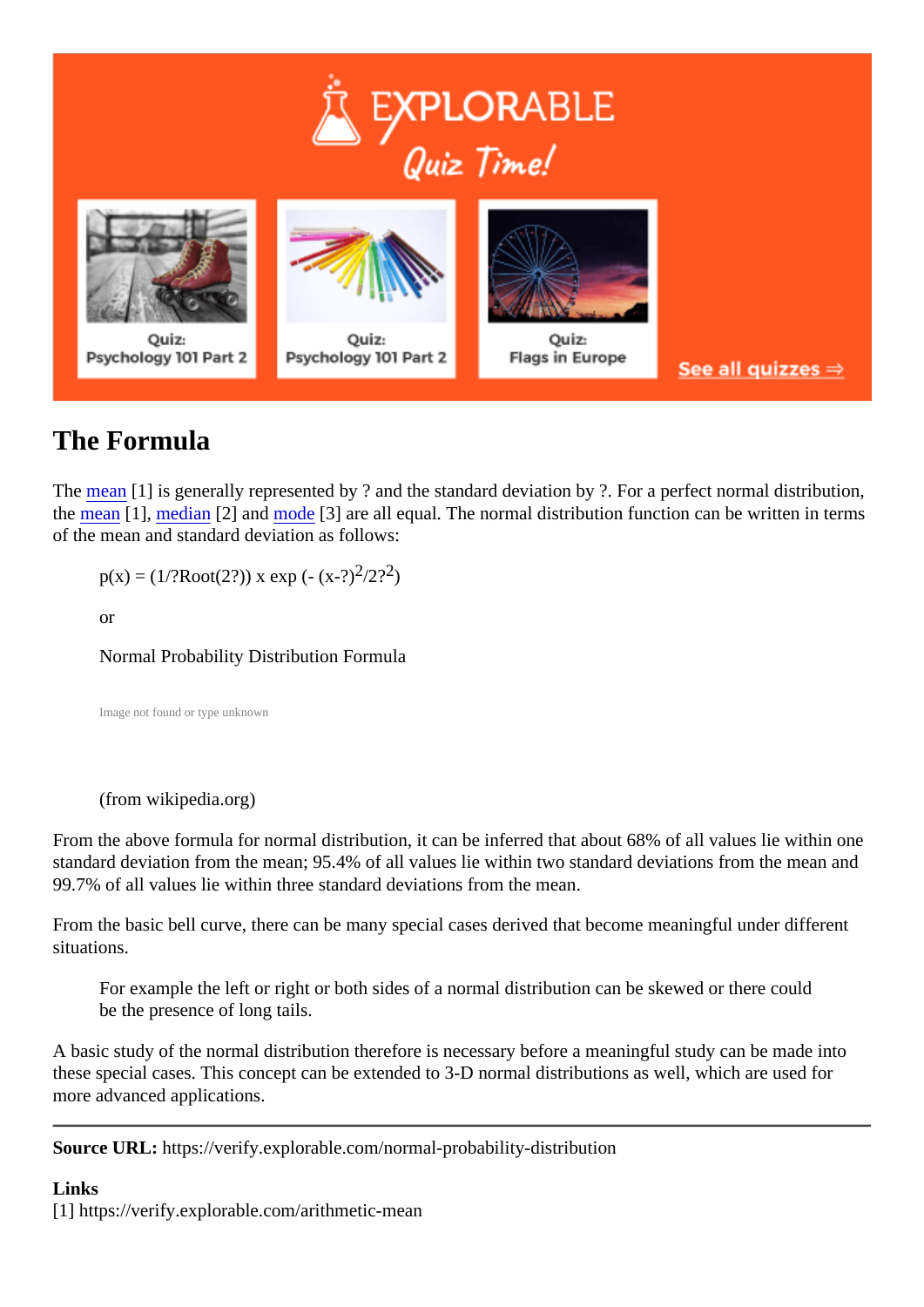## The Formula

The mean [1] is generally represented by ? and the standard deviation by ?. For a perfect normal distribution, the mean [1], median [2] and mode [3] are all equal. The normal distribution function can be written in terms of the mean and standard deviation as follows:

> p(x) = (1/?Root(2?)) x exp (- (x-?)$^2$/2?$^2$)
>
> or
>
> Normal Probability Distribution Formula
>
> Image not found or type unknown
>
> (from wikipedia.org)

From the above formula for normal distribution, it can be inferred that about 68% of all values lie within one standard deviation from the mean; 95.4% of all values lie within two standard deviations from the mean and 99.7% of all values lie within three standard deviations from the mean.

From the basic bell curve, there can be many special cases derived that become meaningful under different situations.

> For example the left or right or both sides of a normal distribution can be skewed or there could be the presence of long tails.

A basic study of the normal distribution therefore is necessary before a meaningful study can be made into these special cases. This concept can be extended to 3-D normal distributions as well, which are used for more advanced applications.

---

**Source URL:** https://verify.explorable.com/normal-probability-distribution

**Links**
[1] https://verify.explorable.com/arithmetic-mean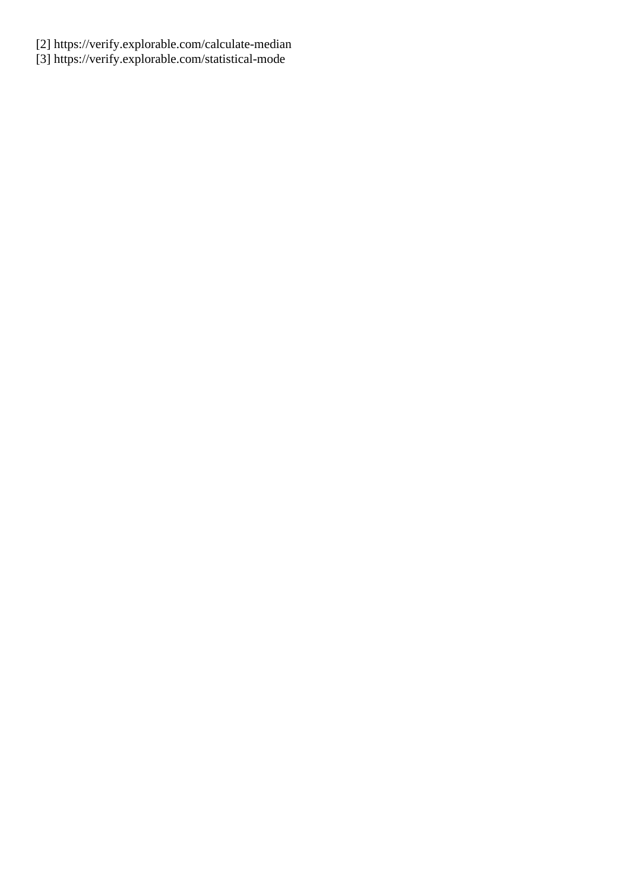[2] https://verify.explorable.com/calculate-median
[3] https://verify.explorable.com/statistical-mode